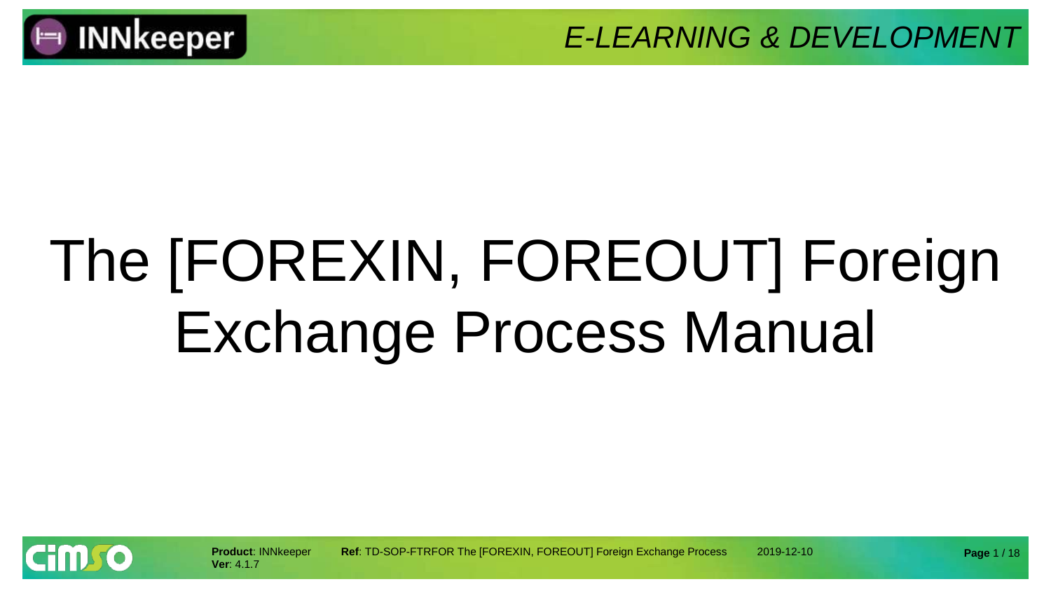# The [FOREXIN, FOREOUT] Foreign Exchange Process Manual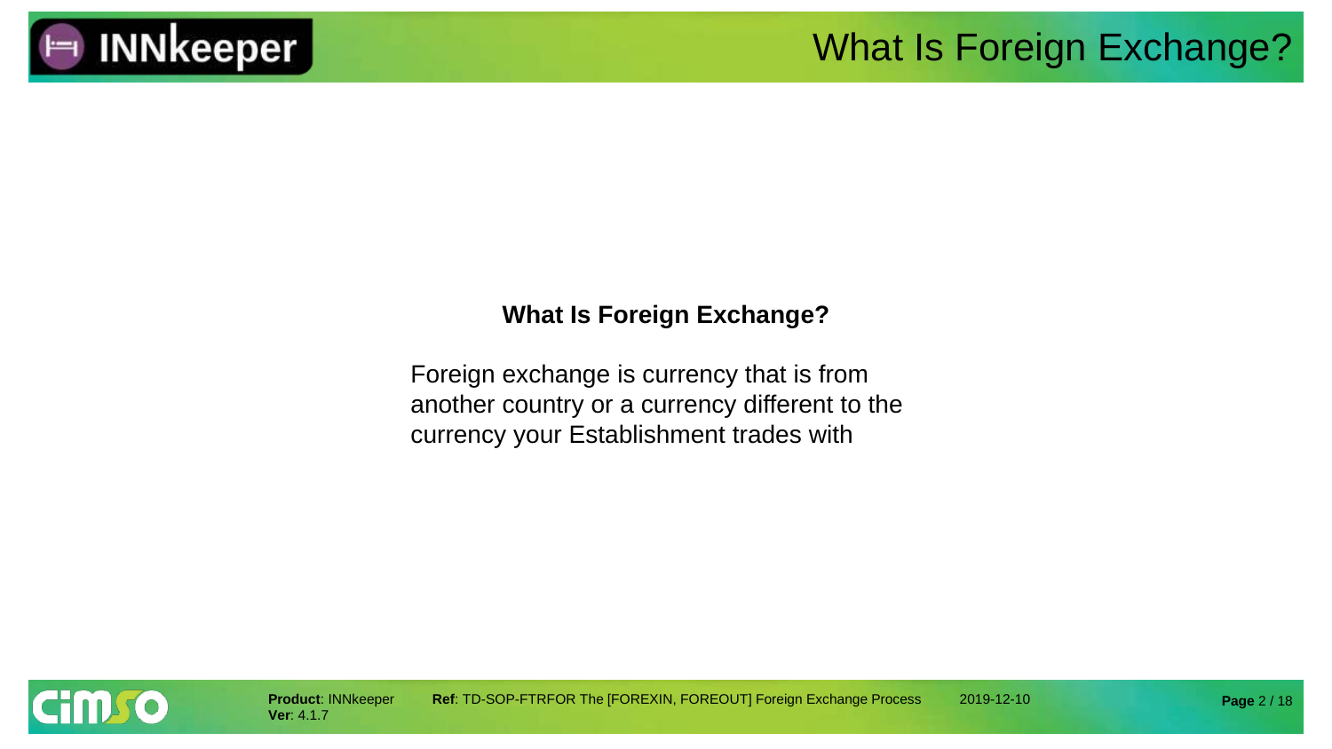## What Is Foreign Exchange?

Foreign exchange is currency that is from another country or a currency different to the currency your Establishment trades with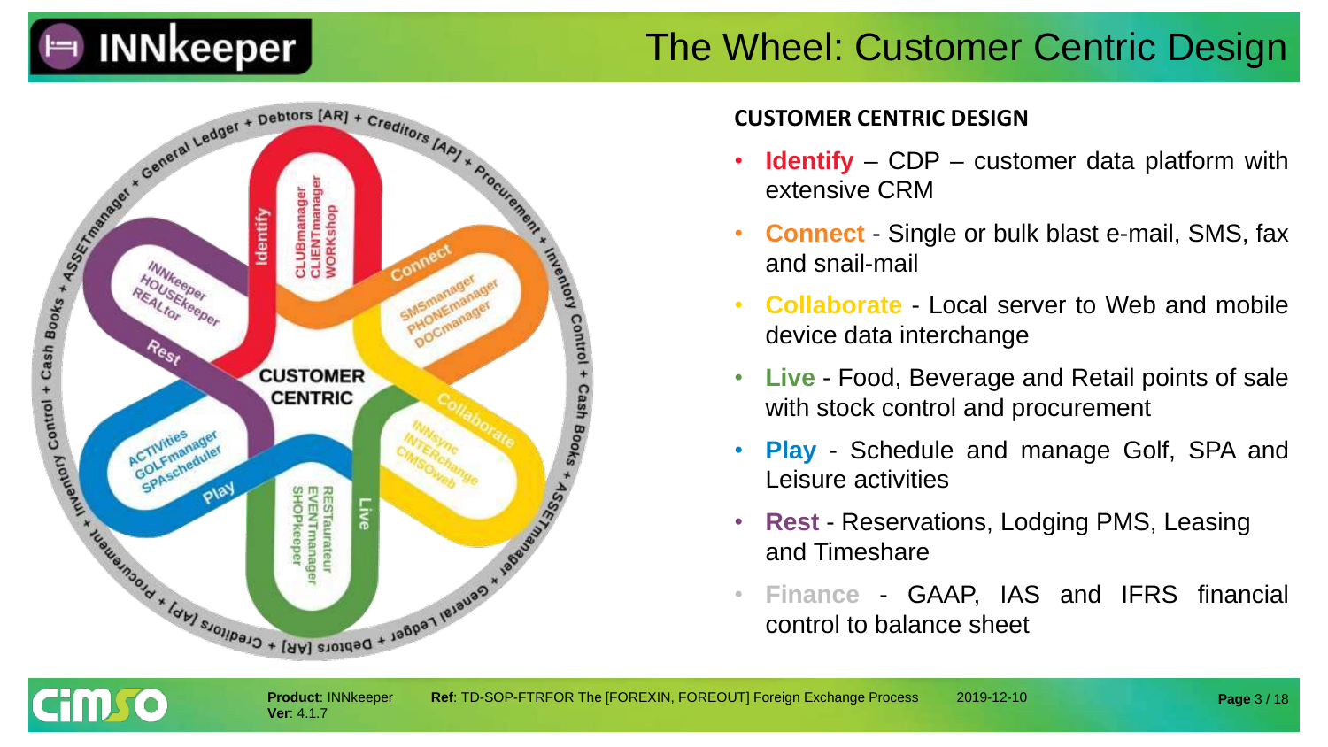# The Wheel: Customer Centric Design

Identify
CLUBmanager
CLIENTmanager
WORKshop

Connect
SMSmanager
PHONEmanager
DOCmanager

Collaborate
INNSync
INTERchange
CIMSOweb

Live
RESTaurateur
EVENTmanager
SHOPkeeper

Play
ACTIVities
GOLFmanager
SPAscheduler

Rest
INNkeeper
HOUSEkeeper
REALtor

CUSTOMER CENTRIC

General Ledger + Debtors [AR] + Creditors [AP] + Procurement + Inventory Control + Cash Books + ASSETmanager

## CUSTOMER CENTRIC DESIGN

- **Identify** – CDP – customer data platform with extensive CRM
- **Connect** - Single or bulk blast e-mail, SMS, fax and snail-mail
- **Collaborate** - Local server to Web and mobile device data interchange
- **Live** - Food, Beverage and Retail points of sale with stock control and procurement
- **Play** - Schedule and manage Golf, SPA and Leisure activities
- **Rest** - Reservations, Lodging PMS, Leasing and Timeshare
- **Finance** - GAAP, IAS and IFRS financial control to balance sheet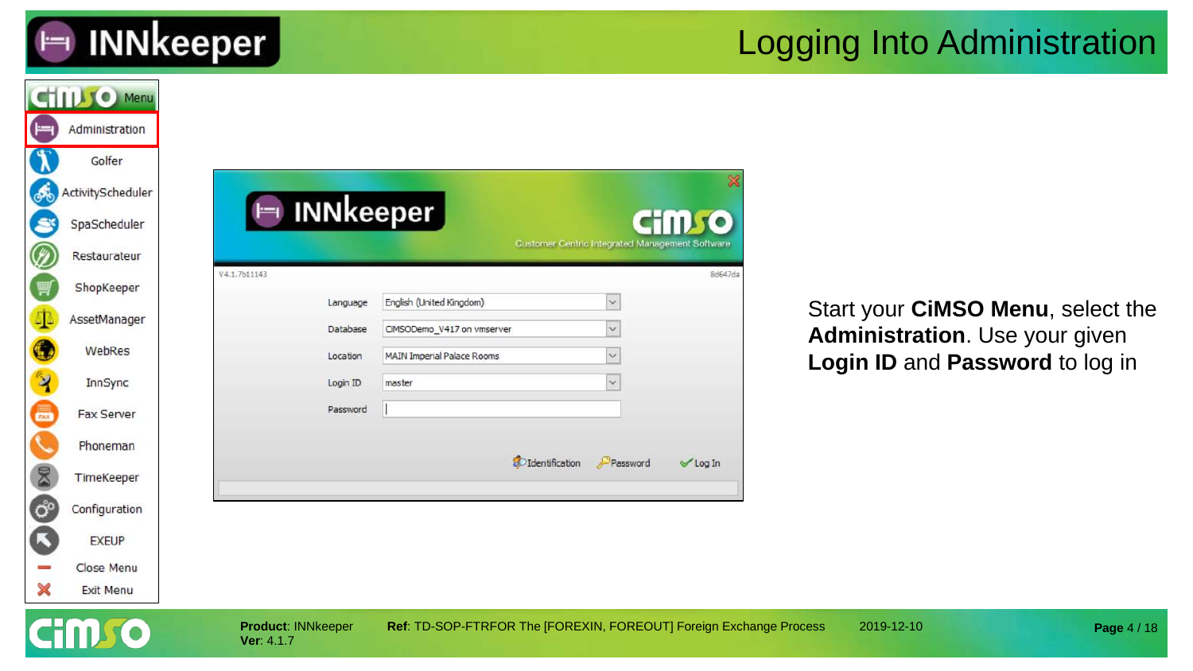# Logging Into Administration

Start your **CiMSO Menu**, select the **Administration**. Use your given **Login ID** and **Password** to log in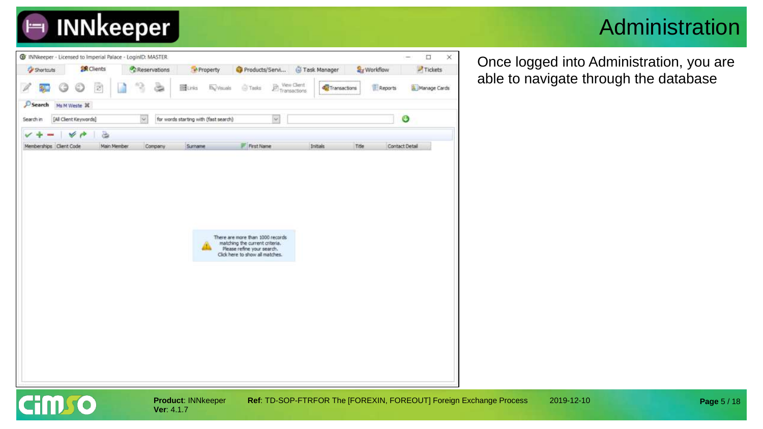# Administration

Once logged into Administration, you are able to navigate through the database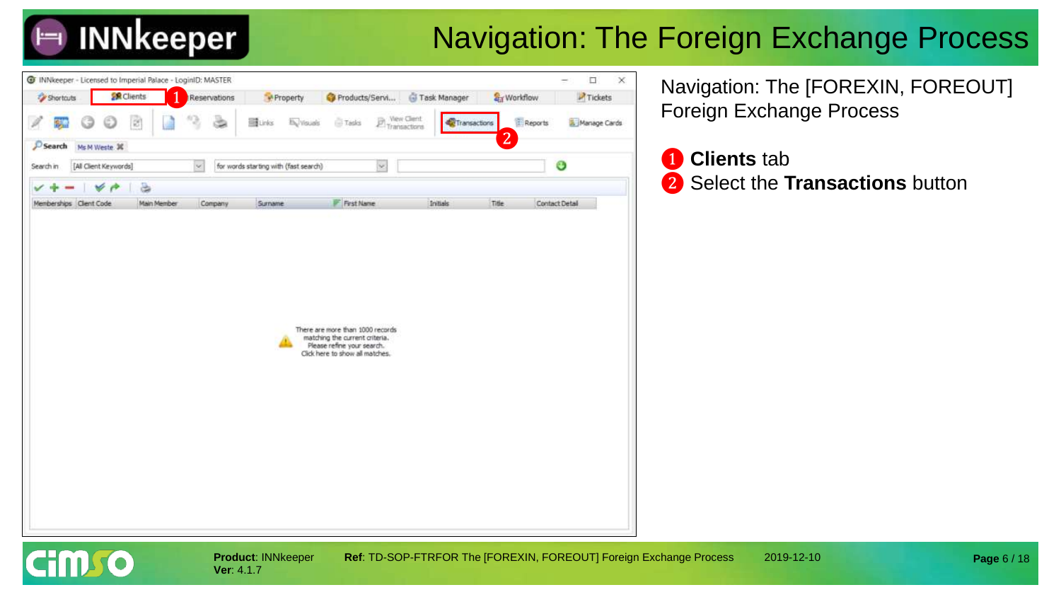# Navigation: The Foreign Exchange Process

Navigation: The [FOREXIN, FOREOUT] Foreign Exchange Process

1. **Clients** tab
2. Select the **Transactions** button

**Product**: INNkeeper
**Ver**: 4.1.7

**Ref**: TD-SOP-FTRFOR The [FOREXIN, FOREOUT] Foreign Exchange Process

2019-12-10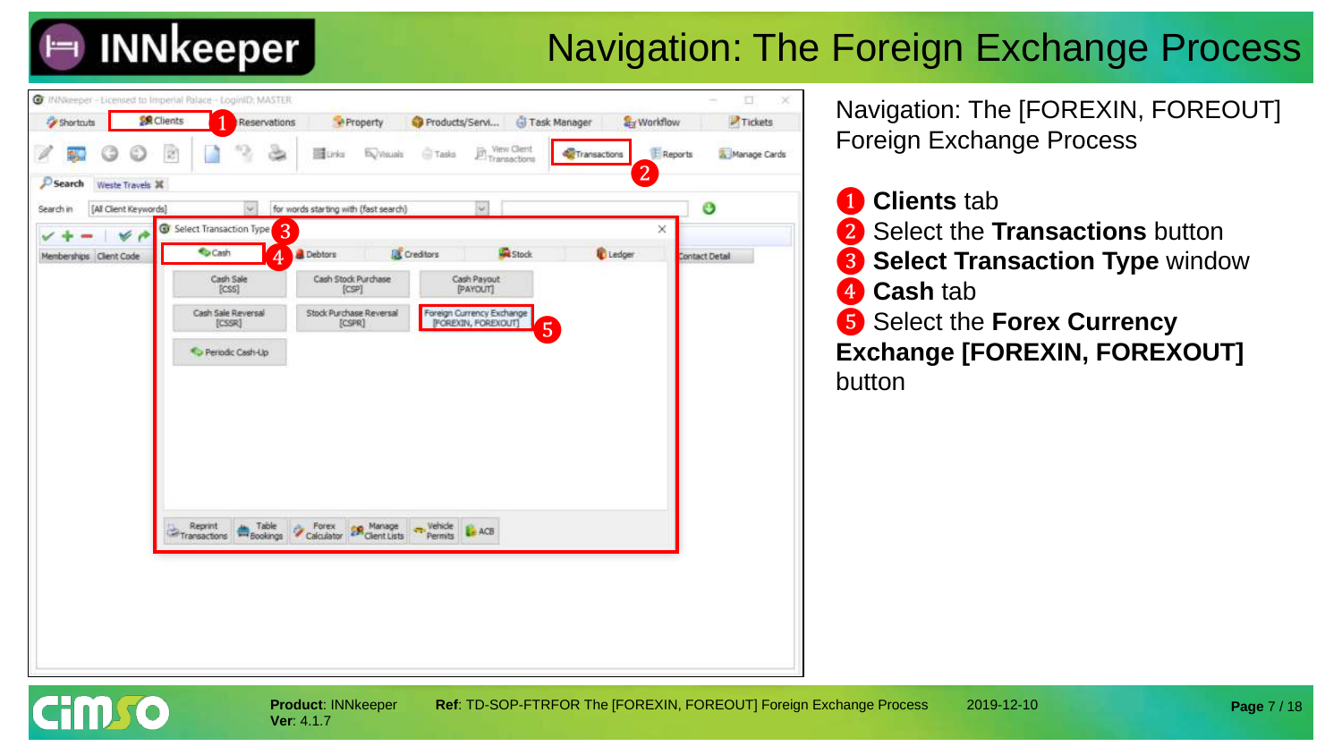# Navigation: The Foreign Exchange Process

Navigation: The [FOREXIN, FOREOUT] Foreign Exchange Process

1. **Clients** tab
2. Select the **Transactions** button
3. **Select Transaction Type** window
4. **Cash** tab
5. Select the **Forex Currency Exchange [FOREXIN, FOREXOUT]** button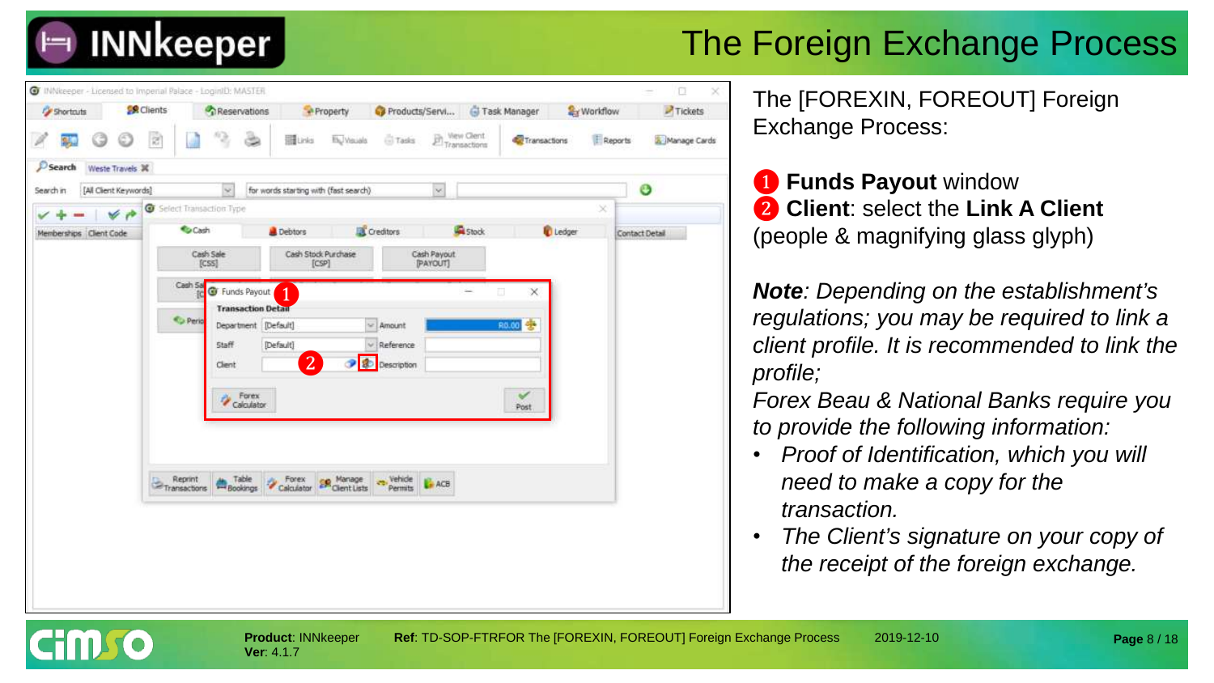# The Foreign Exchange Process

The [FOREXIN, FOREOUT] Foreign Exchange Process:

1 **Funds Payout** window
2 **Client**: select the **Link A Client** (people & magnifying glass glyph)

***Note**: Depending on the establishment's regulations; you may be required to link a client profile. It is recommended to link the profile;*
*Forex Beau & National Banks require you to provide the following information:*

- *Proof of Identification, which you will need to make a copy for the transaction.*
- *The Client's signature on your copy of the receipt of the foreign exchange.*

**Product**: INNkeeper
**Ver**: 4.1.7

**Ref**: TD-SOP-FTRFOR The [FOREXIN, FOREOUT] Foreign Exchange Process

2019-12-10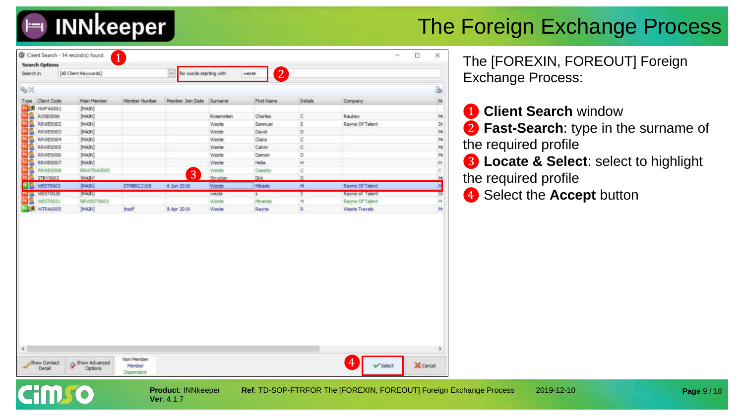# The Foreign Exchange Process

The [FOREXIN, FOREOUT] Foreign Exchange Process:

❶ **Client Search** window
❷ **Fast-Search**: type in the surname of the required profile
❸ **Locate & Select**: select to highlight the required profile
❹ Select the **Accept** button

Client Search - 14 record(s) found

Search Options

Search in [All Client Keywords] for words starting with weste

| Type | Client Code | Main Member | Member Number | Member Join Date | Surname | First Name | Initials | Company |
|---|---|---|---|---|---|---|---|---|
| | NWFA0001 | [MAIN] | | | | | | |
| | ROSE0006 | [MAIN] | | | Rosenstein | Charles | C | Raubex |
| | RRWE0002 | [MAIN] | | | Weste | Samuel | S | Rayne Of Talent |
| | RRWE0003 | [MAIN] | | | Weste | David | D | |
| | RRWE0004 | [MAIN] | | | Weste | Claire | C | |
| | RRWE0005 | [MAIN] | | | Weste | Calvin | C | |
| | RRWE0006 | [MAIN] | | | Weste | Damon | D | |
| | RRWE0007 | [MAIN] | | | Weste | Helia | H | |
| | RRWE0008 | RRWTRA0005 | | | Weste | Cassidy | C | |
| | STRY0002 | [MAIN] | | | Strydom | Dirk | D | |
| | WEST0003 | [MAIN] | STMBRC2105 | 6 Jun 2018 | Weste | Mikado | M | Rayne Of Talent |
| | WEST0020 | [MAIN] | | | weste | s | S | Rayne of Talent |
| | WEST0021 | RRWEST0003 | | | Weste | Miranda | M | Rayne Of Talent |
| | WTRA0005 | [MAIN] | jhsdf | 8 Apr 2019 | Weste | Rayne | R | Weste Travels |

Show Contact Detail | Show Advanced Options | Non Member / Member / Dependant | Select | Cancel

**Product**: INNkeeper
**Ver**: 4.1.7

**Ref**: TD-SOP-FTRFOR The [FOREXIN, FOREOUT] Foreign Exchange Process 2019-12-10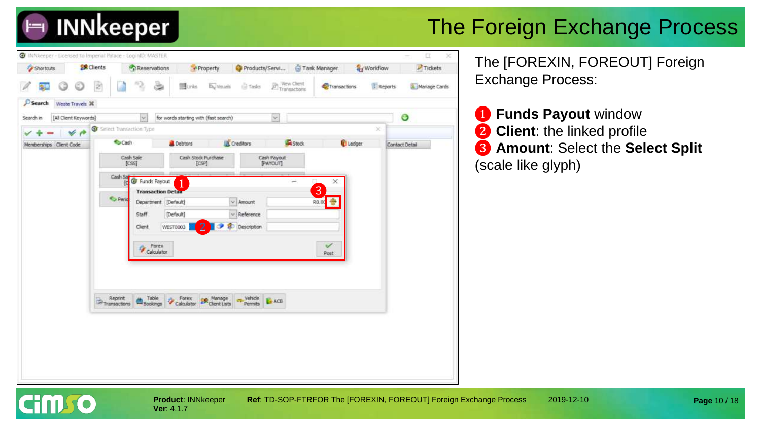# The Foreign Exchange Process

The [FOREXIN, FOREOUT] Foreign Exchange Process:

1. **Funds Payout** window
2. **Client**: the linked profile
3. **Amount**: Select the **Select Split** (scale like glyph)

**Product**: INNkeeper
**Ver**: 4.1.7

**Ref**: TD-SOP-FTRFOR The [FOREXIN, FOREOUT] Foreign Exchange Process

2019-12-10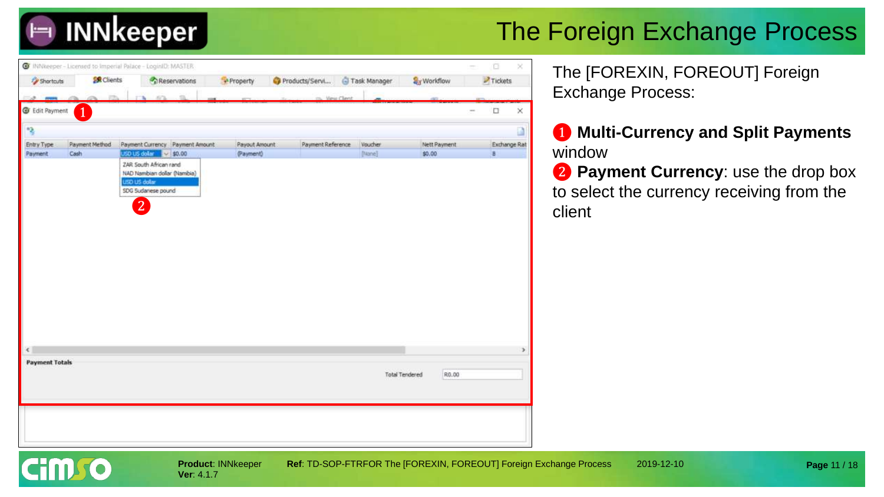# The Foreign Exchange Process

The [FOREXIN, FOREOUT] Foreign Exchange Process:

❶ **Multi-Currency and Split Payments** window

❷ **Payment Currency**: use the drop box to select the currency receiving from the client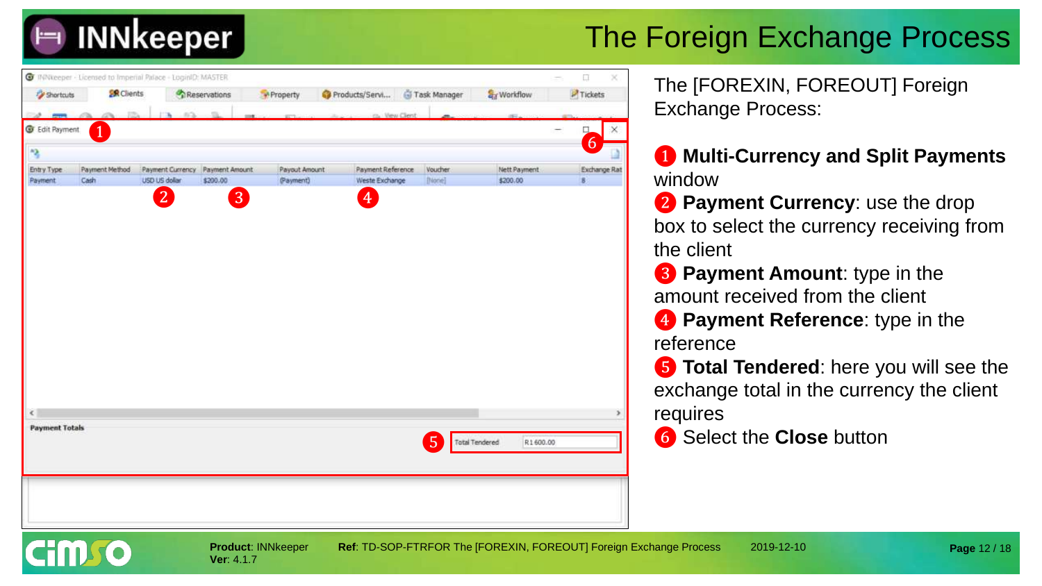# The Foreign Exchange Process

The [FOREXIN, FOREOUT] Foreign Exchange Process:

1. **Multi-Currency and Split Payments** window
2. **Payment Currency**: use the drop box to select the currency receiving from the client
3. **Payment Amount**: type in the amount received from the client
4. **Payment Reference**: type in the reference
5. **Total Tendered**: here you will see the exchange total in the currency the client requires
6. Select the **Close** button

**Product**: INNkeeper **Ver**: 4.1.7 **Ref**: TD-SOP-FTRFOR The [FOREXIN, FOREOUT] Foreign Exchange Process 2019-12-10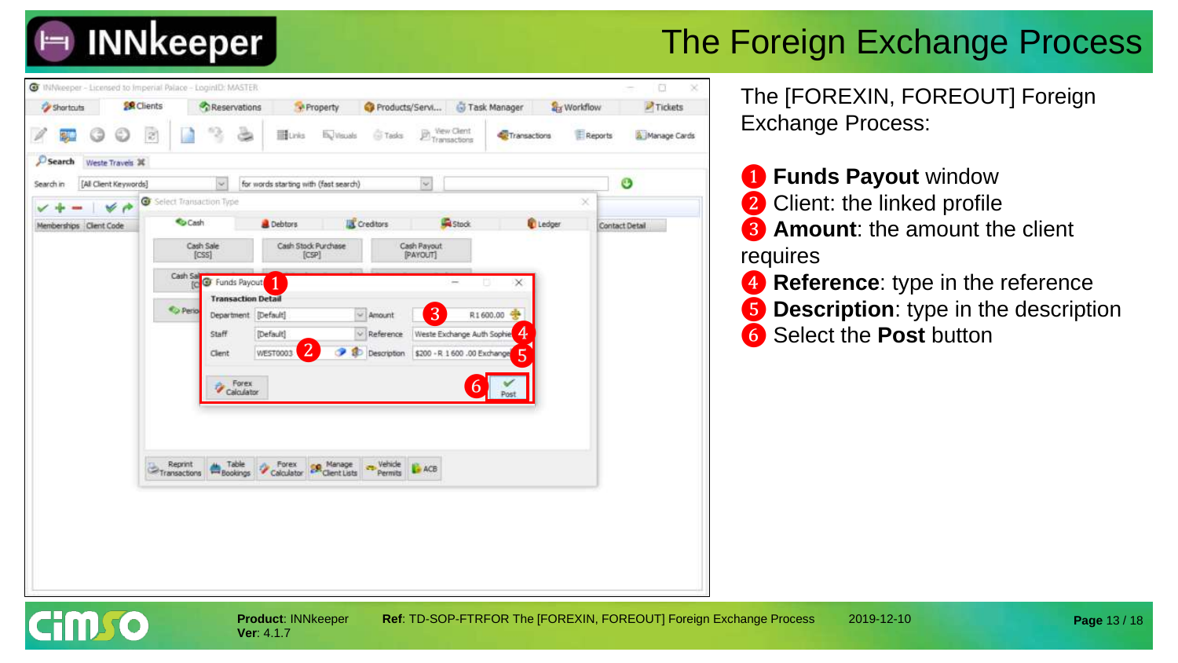# The Foreign Exchange Process

The [FOREXIN, FOREOUT] Foreign Exchange Process:

1. **Funds Payout** window
2. Client: the linked profile
3. **Amount**: the amount the client requires
4. **Reference**: type in the reference
5. **Description**: type in the description
6. Select the **Post** button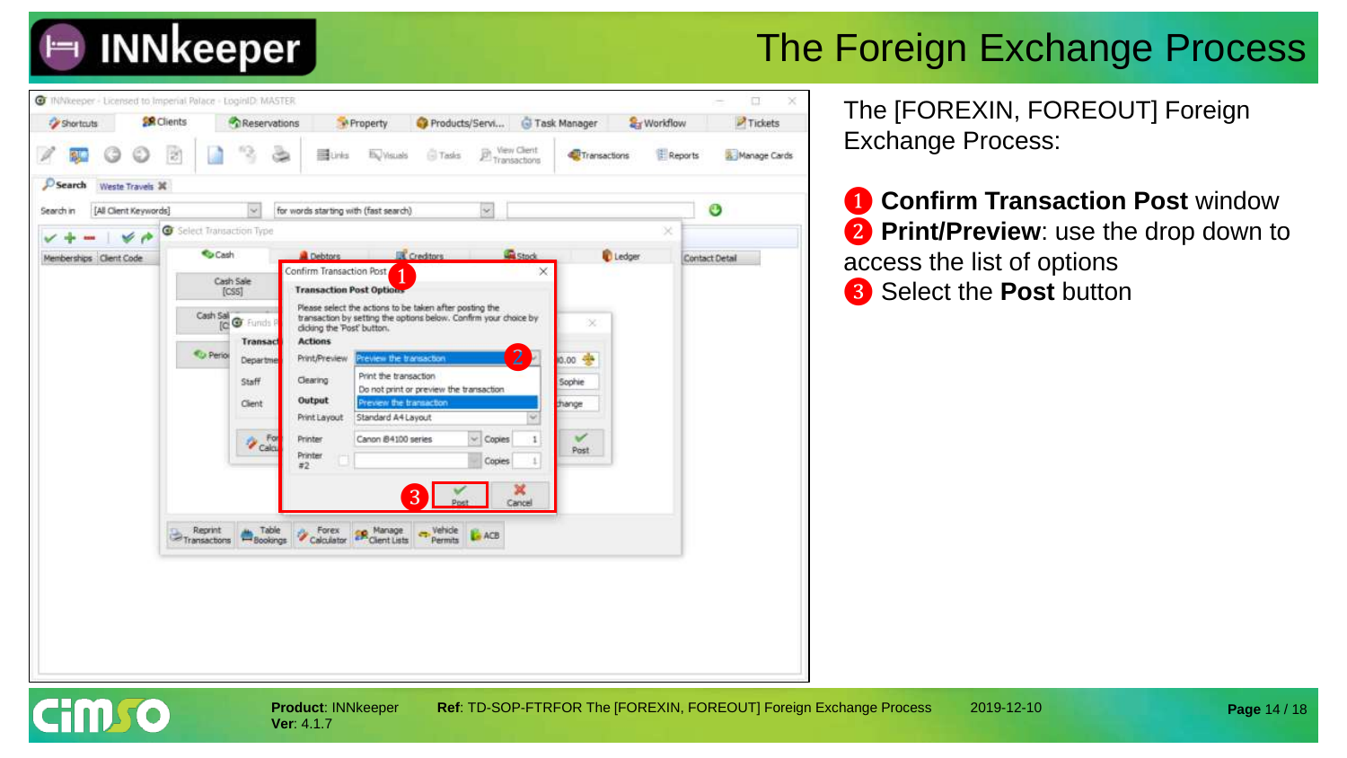# The Foreign Exchange Process

The [FOREXIN, FOREOUT] Foreign Exchange Process:

1. **Confirm Transaction Post** window
2. **Print/Preview**: use the drop down to access the list of options
3. Select the **Post** button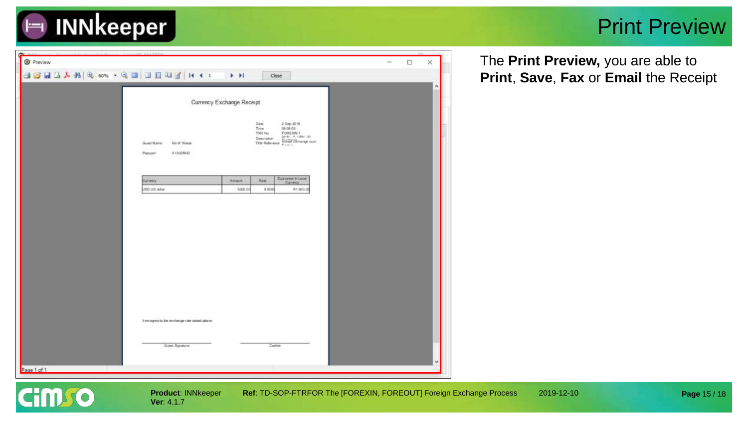# Print Preview

The **Print Preview,** you are able to **Print**, **Save**, **Fax** or **Email** the Receipt

Preview

Close

Currency Exchange Receipt

Date 2 Sep 2019
Time 09:00:00
TXN No FOREXIN 7
Description Foreign Exchange
TXN Reference

Guest Name Ms M Wiede

Passport A13028952

| Currency | Amount | Rate | Equivalent In Local Currency |
| --- | --- | --- | --- |
| USD US dollar | $300.00 | 8.0000 | R1 400.00 |

I/we agree to the exchange rate stated above

Guest Signature

Cashier

Page 1 of 1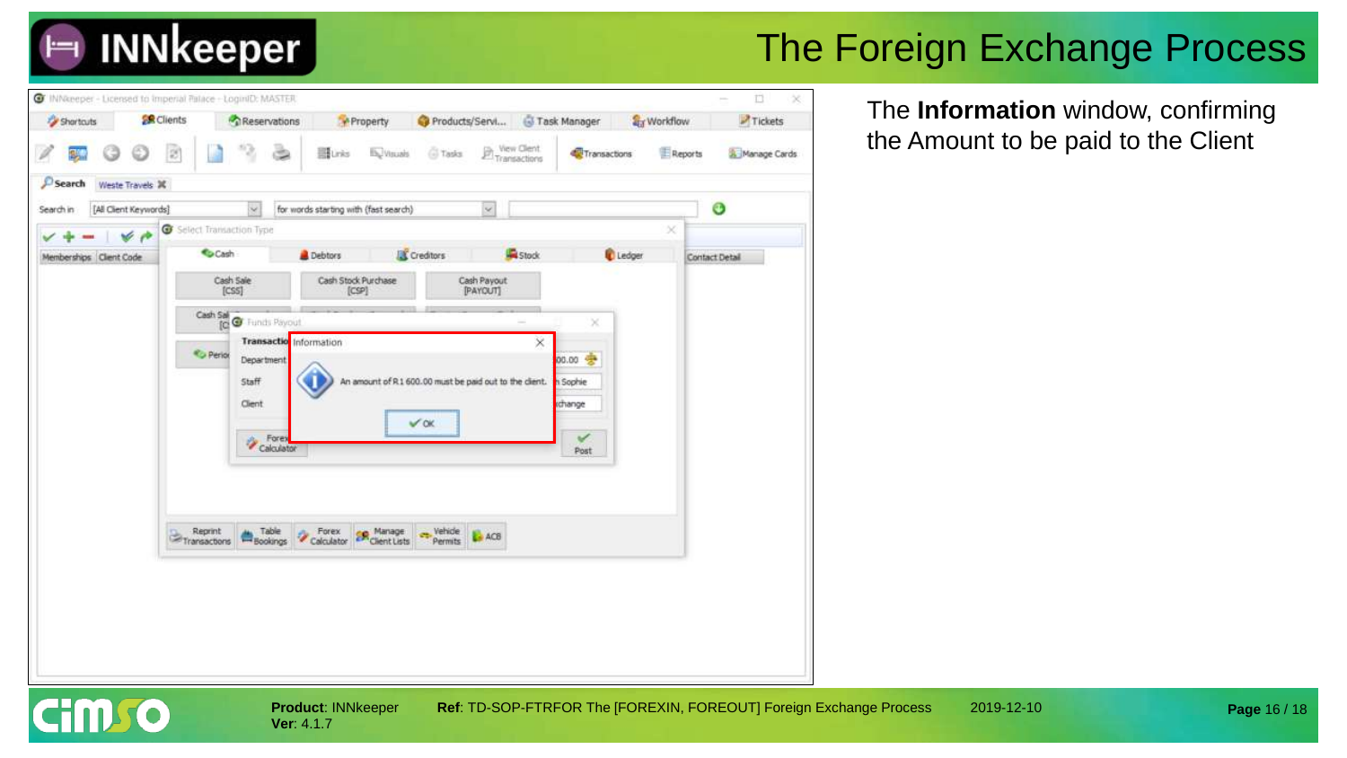# The Foreign Exchange Process

The **Information** window, confirming the Amount to be paid to the Client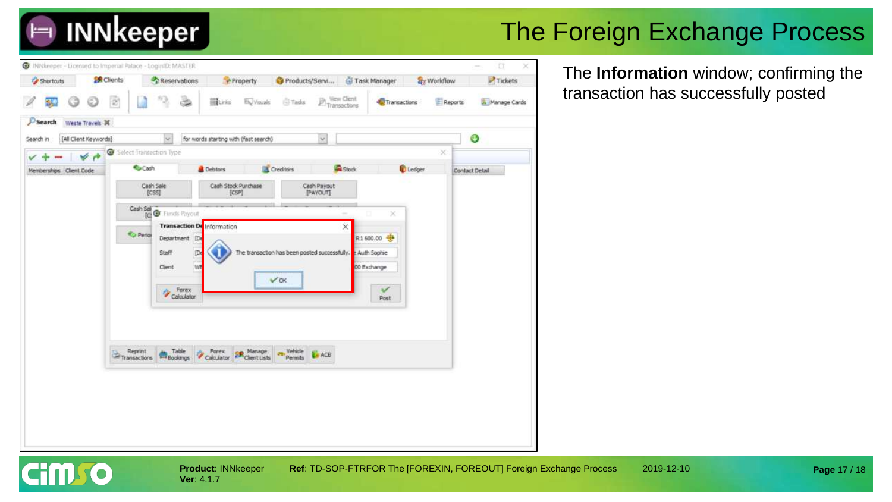# The Foreign Exchange Process

The **Information** window; confirming the transaction has successfully posted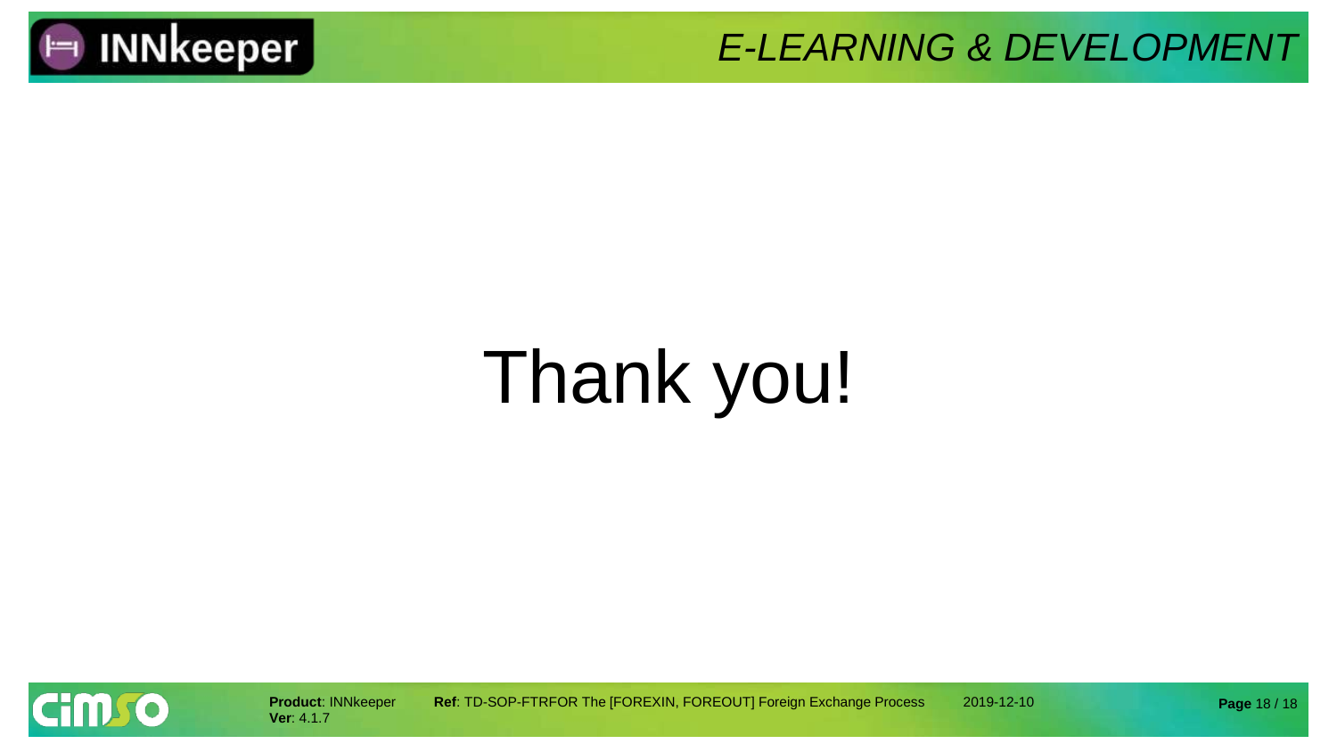# Thank you!